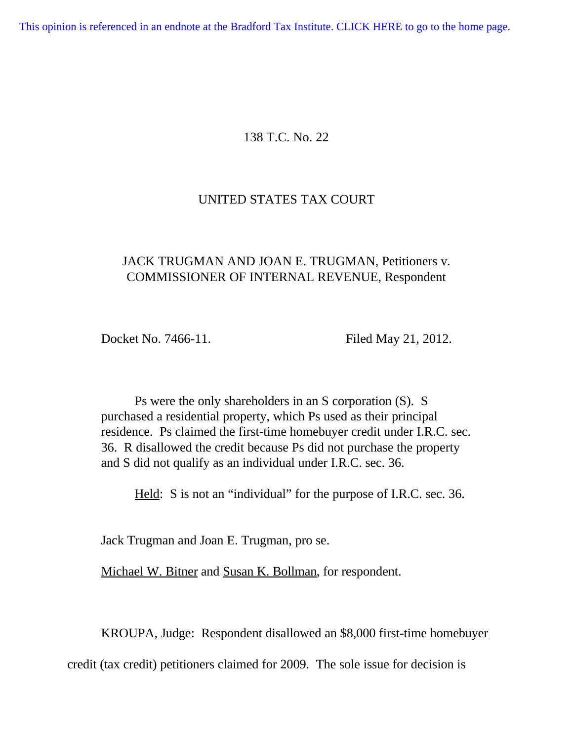This opinion is referenced in an endnote at the Bradford Tax Institute. CLICK HERE to go to the home page.

138 T.C. No. 22

UNITED STATES TAX COURT

JACK TRUGMAN AND JOAN E. TRUGMAN, Petitioners v. COMMISSIONER OF INTERNAL REVENUE, Respondent

Docket No. 7466-11. Filed May 21, 2012.

Ps were the only shareholders in an S corporation (S). S purchased a residential property, which Ps used as their principal residence. Ps claimed the first-time homebuyer credit under I.R.C. sec. 36. R disallowed the credit because Ps did not purchase the property and S did not qualify as an individual under I.R.C. sec. 36.

Held: S is not an "individual" for the purpose of I.R.C. sec. 36.

Jack Trugman and Joan E. Trugman, pro se.

Michael W. Bitner and Susan K. Bollman, for respondent.

KROUPA, Judge: Respondent disallowed an $8,000 first-time homebuyer credit (tax credit) petitioners claimed for 2009. The sole issue for decision is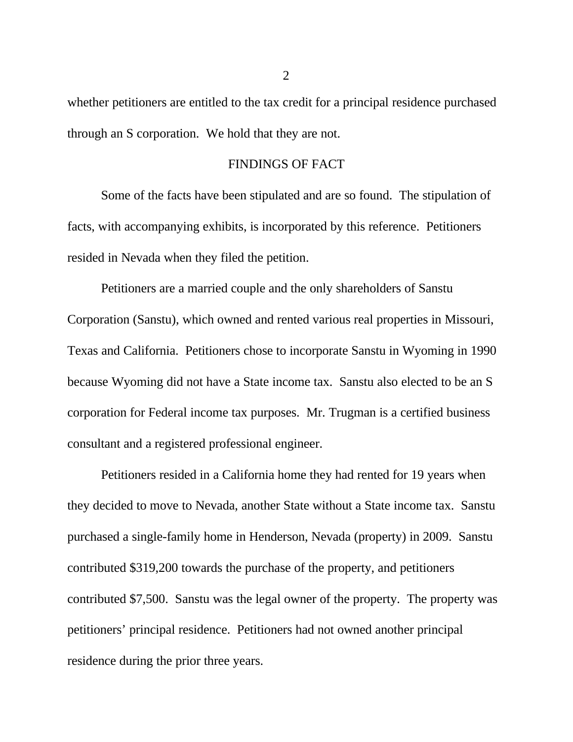whether petitioners are entitled to the tax credit for a principal residence purchased through an S corporation. We hold that they are not.

## FINDINGS OF FACT

Some of the facts have been stipulated and are so found. The stipulation of facts, with accompanying exhibits, is incorporated by this reference. Petitioners resided in Nevada when they filed the petition.

Petitioners are a married couple and the only shareholders of Sanstu Corporation (Sanstu), which owned and rented various real properties in Missouri, Texas and California. Petitioners chose to incorporate Sanstu in Wyoming in 1990 because Wyoming did not have a State income tax. Sanstu also elected to be an S corporation for Federal income tax purposes. Mr. Trugman is a certified business consultant and a registered professional engineer.

Petitioners resided in a California home they had rented for 19 years when they decided to move to Nevada, another State without a State income tax. Sanstu purchased a single-family home in Henderson, Nevada (property) in 2009. Sanstu contributed $319,200 towards the purchase of the property, and petitioners contributed $7,500. Sanstu was the legal owner of the property. The property was petitioners' principal residence. Petitioners had not owned another principal residence during the prior three years.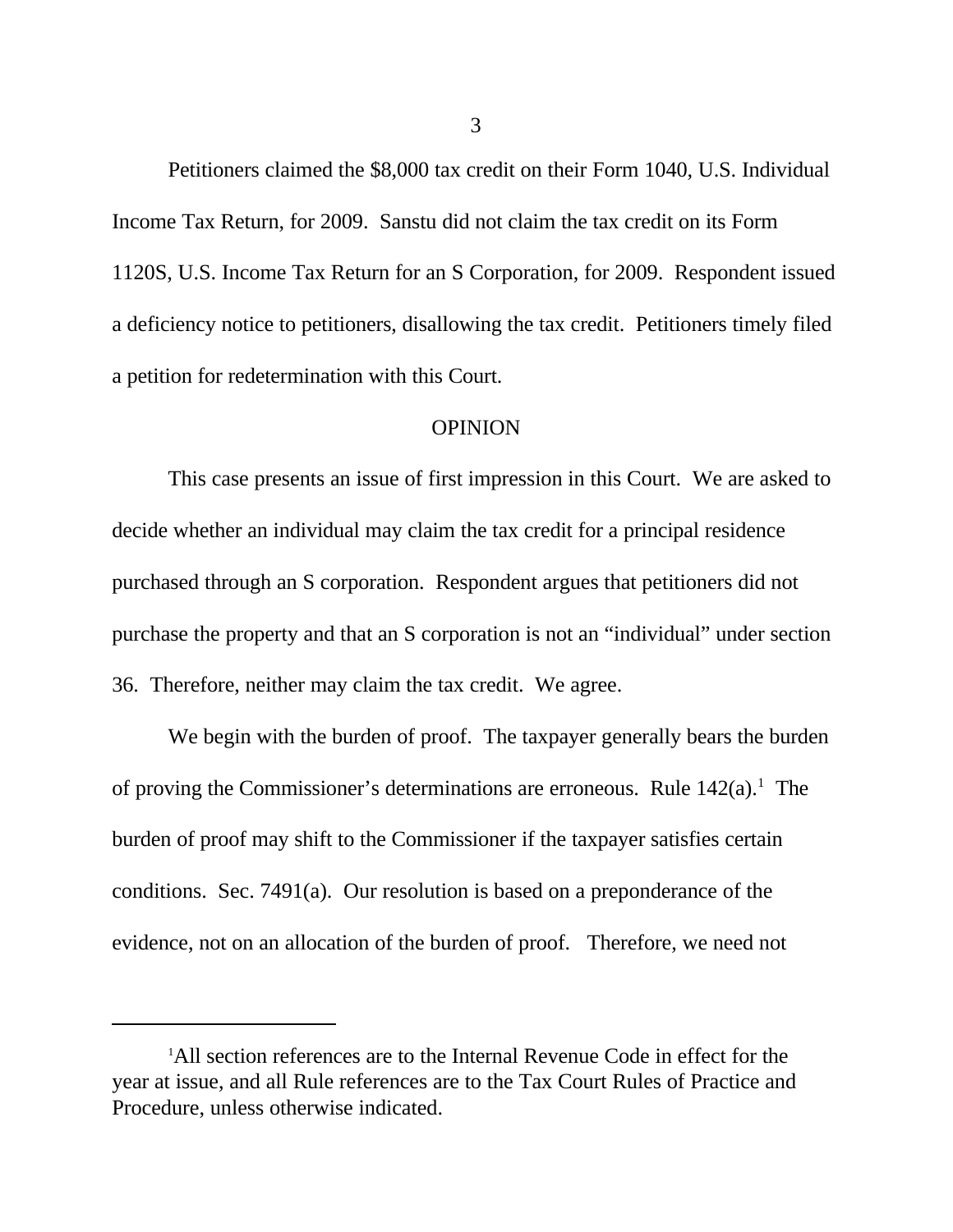Petitioners claimed the $8,000 tax credit on their Form 1040, U.S. Individual Income Tax Return, for 2009. Sanstu did not claim the tax credit on its Form 1120S, U.S. Income Tax Return for an S Corporation, for 2009. Respondent issued a deficiency notice to petitioners, disallowing the tax credit. Petitioners timely filed a petition for redetermination with this Court.

## OPINION

This case presents an issue of first impression in this Court. We are asked to decide whether an individual may claim the tax credit for a principal residence purchased through an S corporation. Respondent argues that petitioners did not purchase the property and that an S corporation is not an "individual" under section 36. Therefore, neither may claim the tax credit. We agree.

We begin with the burden of proof. The taxpayer generally bears the burden of proving the Commissioner's determinations are erroneous. Rule 142(a).[1] The burden of proof may shift to the Commissioner if the taxpayer satisfies certain conditions. Sec. 7491(a). Our resolution is based on a preponderance of the evidence, not on an allocation of the burden of proof. Therefore, we need not

[1] All section references are to the Internal Revenue Code in effect for the year at issue, and all Rule references are to the Tax Court Rules of Practice and Procedure, unless otherwise indicated.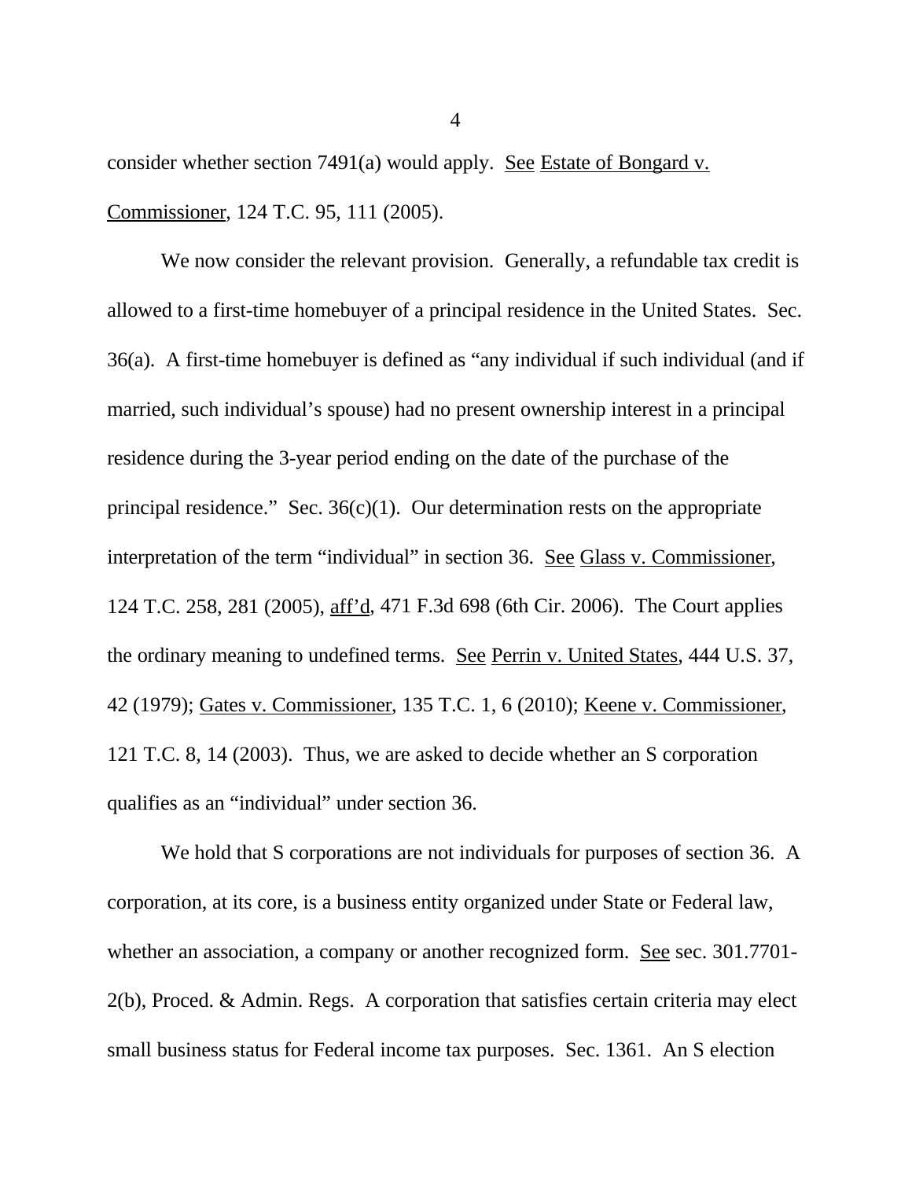consider whether section 7491(a) would apply. See Estate of Bongard v. Commissioner, 124 T.C. 95, 111 (2005).

We now consider the relevant provision. Generally, a refundable tax credit is allowed to a first-time homebuyer of a principal residence in the United States. Sec. 36(a). A first-time homebuyer is defined as "any individual if such individual (and if married, such individual's spouse) had no present ownership interest in a principal residence during the 3-year period ending on the date of the purchase of the principal residence." Sec. 36(c)(1). Our determination rests on the appropriate interpretation of the term "individual" in section 36. See Glass v. Commissioner, 124 T.C. 258, 281 (2005), aff'd, 471 F.3d 698 (6th Cir. 2006). The Court applies the ordinary meaning to undefined terms. See Perrin v. United States, 444 U.S. 37, 42 (1979); Gates v. Commissioner, 135 T.C. 1, 6 (2010); Keene v. Commissioner, 121 T.C. 8, 14 (2003). Thus, we are asked to decide whether an S corporation qualifies as an "individual" under section 36.

We hold that S corporations are not individuals for purposes of section 36. A corporation, at its core, is a business entity organized under State or Federal law, whether an association, a company or another recognized form. See sec. 301.7701-2(b), Proced. & Admin. Regs. A corporation that satisfies certain criteria may elect small business status for Federal income tax purposes. Sec. 1361. An S election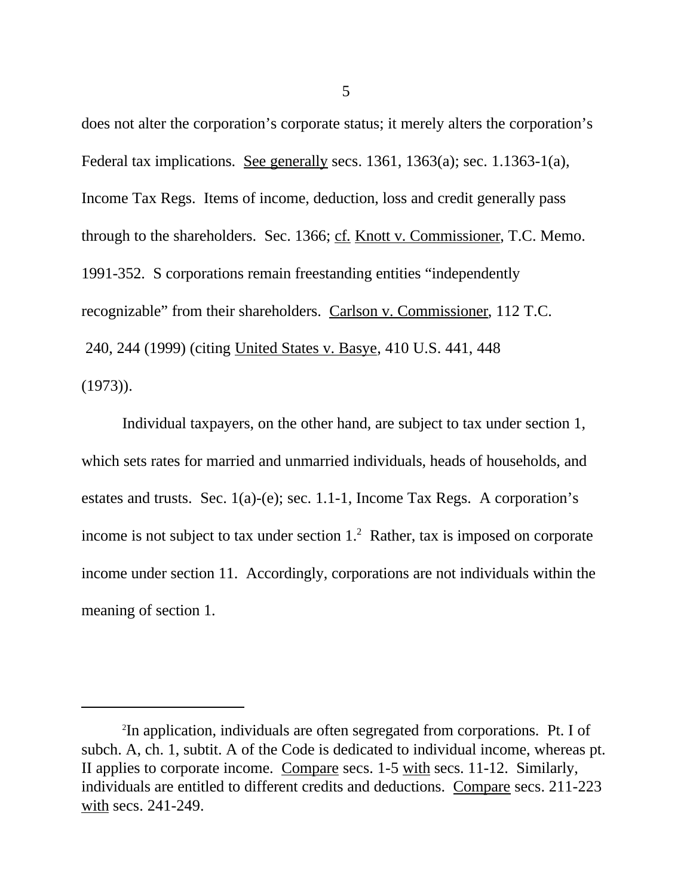does not alter the corporation's corporate status; it merely alters the corporation's Federal tax implications. See generally secs. 1361, 1363(a); sec. 1.1363-1(a), Income Tax Regs. Items of income, deduction, loss and credit generally pass through to the shareholders. Sec. 1366; cf. Knott v. Commissioner, T.C. Memo. 1991-352. S corporations remain freestanding entities "independently recognizable" from their shareholders. Carlson v. Commissioner, 112 T.C. 240, 244 (1999) (citing United States v. Basye, 410 U.S. 441, 448 (1973)).

Individual taxpayers, on the other hand, are subject to tax under section 1, which sets rates for married and unmarried individuals, heads of households, and estates and trusts. Sec. 1(a)-(e); sec. 1.1-1, Income Tax Regs. A corporation's income is not subject to tax under section 1.[2] Rather, tax is imposed on corporate income under section 11. Accordingly, corporations are not individuals within the meaning of section 1.

---

[2]In application, individuals are often segregated from corporations. Pt. I of subch. A, ch. 1, subtit. A of the Code is dedicated to individual income, whereas pt. II applies to corporate income. Compare secs. 1-5 with secs. 11-12. Similarly, individuals are entitled to different credits and deductions. Compare secs. 211-223 with secs. 241-249.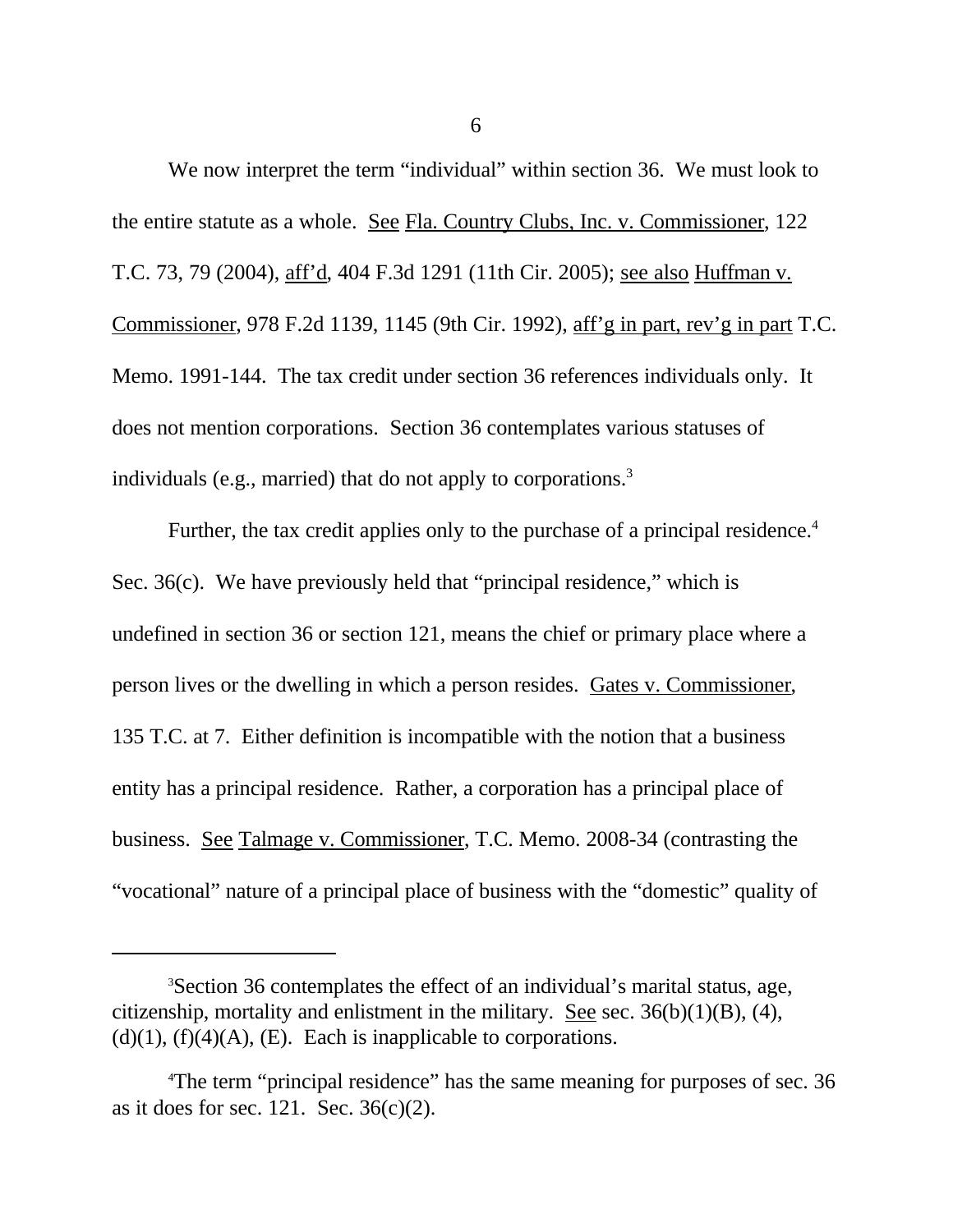We now interpret the term “individual” within section 36. We must look to the entire statute as a whole. See Fla. Country Clubs, Inc. v. Commissioner, 122 T.C. 73, 79 (2004), aff’d, 404 F.3d 1291 (11th Cir. 2005); see also Huffman v. Commissioner, 978 F.2d 1139, 1145 (9th Cir. 1992), aff’g in part, rev’g in part T.C. Memo. 1991-144. The tax credit under section 36 references individuals only. It does not mention corporations. Section 36 contemplates various statuses of individuals (e.g., married) that do not apply to corporations.[3]

Further, the tax credit applies only to the purchase of a principal residence.[4] Sec. 36(c). We have previously held that “principal residence,” which is undefined in section 36 or section 121, means the chief or primary place where a person lives or the dwelling in which a person resides. Gates v. Commissioner, 135 T.C. at 7. Either definition is incompatible with the notion that a business entity has a principal residence. Rather, a corporation has a principal place of business. See Talmage v. Commissioner, T.C. Memo. 2008-34 (contrasting the “vocational” nature of a principal place of business with the “domestic” quality of

---

[3]Section 36 contemplates the effect of an individual’s marital status, age, citizenship, mortality and enlistment in the military. See sec. 36(b)(1)(B), (4), (d)(1), (f)(4)(A), (E). Each is inapplicable to corporations.

[4]The term “principal residence” has the same meaning for purposes of sec. 36 as it does for sec. 121. Sec. 36(c)(2).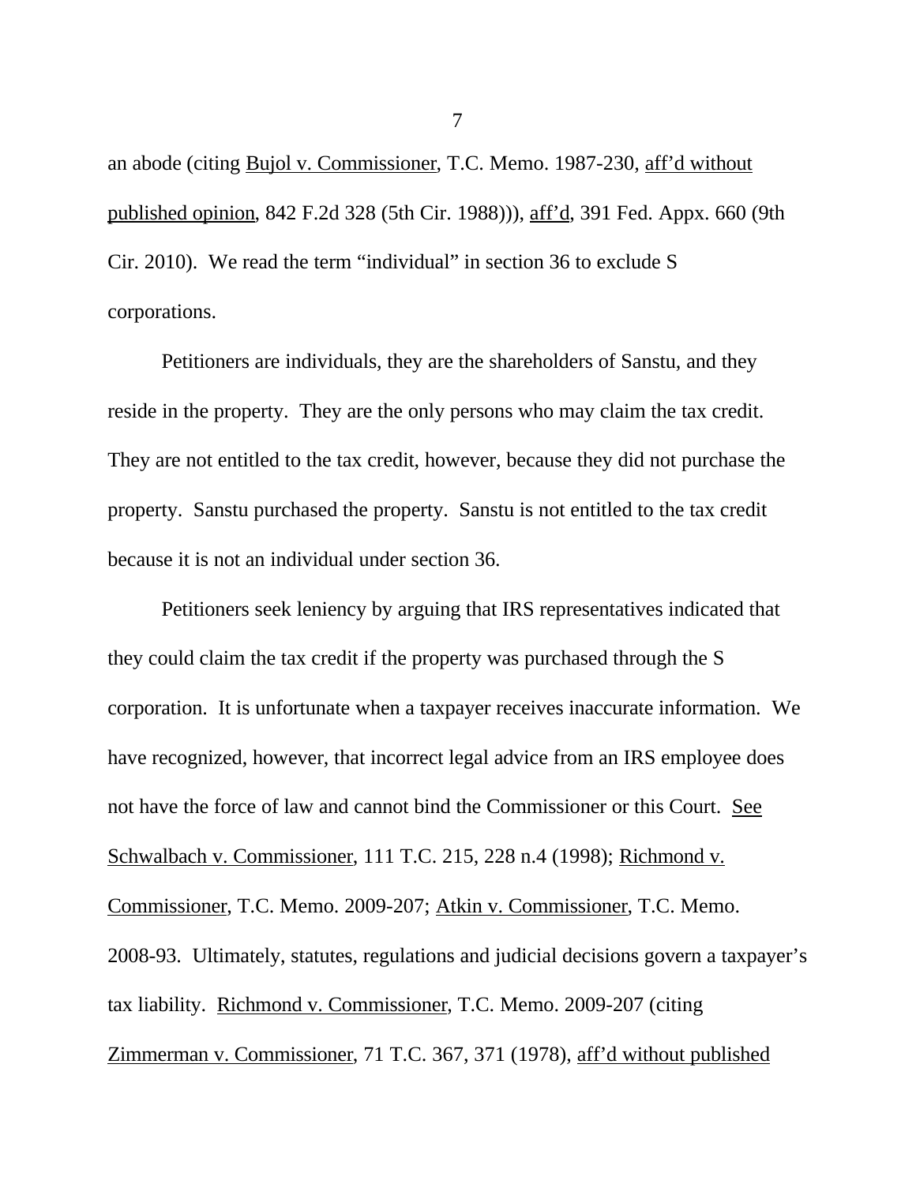an abode (citing Bujol v. Commissioner, T.C. Memo. 1987-230, aff'd without published opinion, 842 F.2d 328 (5th Cir. 1988))), aff'd, 391 Fed. Appx. 660 (9th Cir. 2010). We read the term "individual" in section 36 to exclude S corporations.

Petitioners are individuals, they are the shareholders of Sanstu, and they reside in the property. They are the only persons who may claim the tax credit. They are not entitled to the tax credit, however, because they did not purchase the property. Sanstu purchased the property. Sanstu is not entitled to the tax credit because it is not an individual under section 36.

Petitioners seek leniency by arguing that IRS representatives indicated that they could claim the tax credit if the property was purchased through the S corporation. It is unfortunate when a taxpayer receives inaccurate information. We have recognized, however, that incorrect legal advice from an IRS employee does not have the force of law and cannot bind the Commissioner or this Court. See Schwalbach v. Commissioner, 111 T.C. 215, 228 n.4 (1998); Richmond v. Commissioner, T.C. Memo. 2009-207; Atkin v. Commissioner, T.C. Memo. 2008-93. Ultimately, statutes, regulations and judicial decisions govern a taxpayer's tax liability. Richmond v. Commissioner, T.C. Memo. 2009-207 (citing Zimmerman v. Commissioner, 71 T.C. 367, 371 (1978), aff'd without published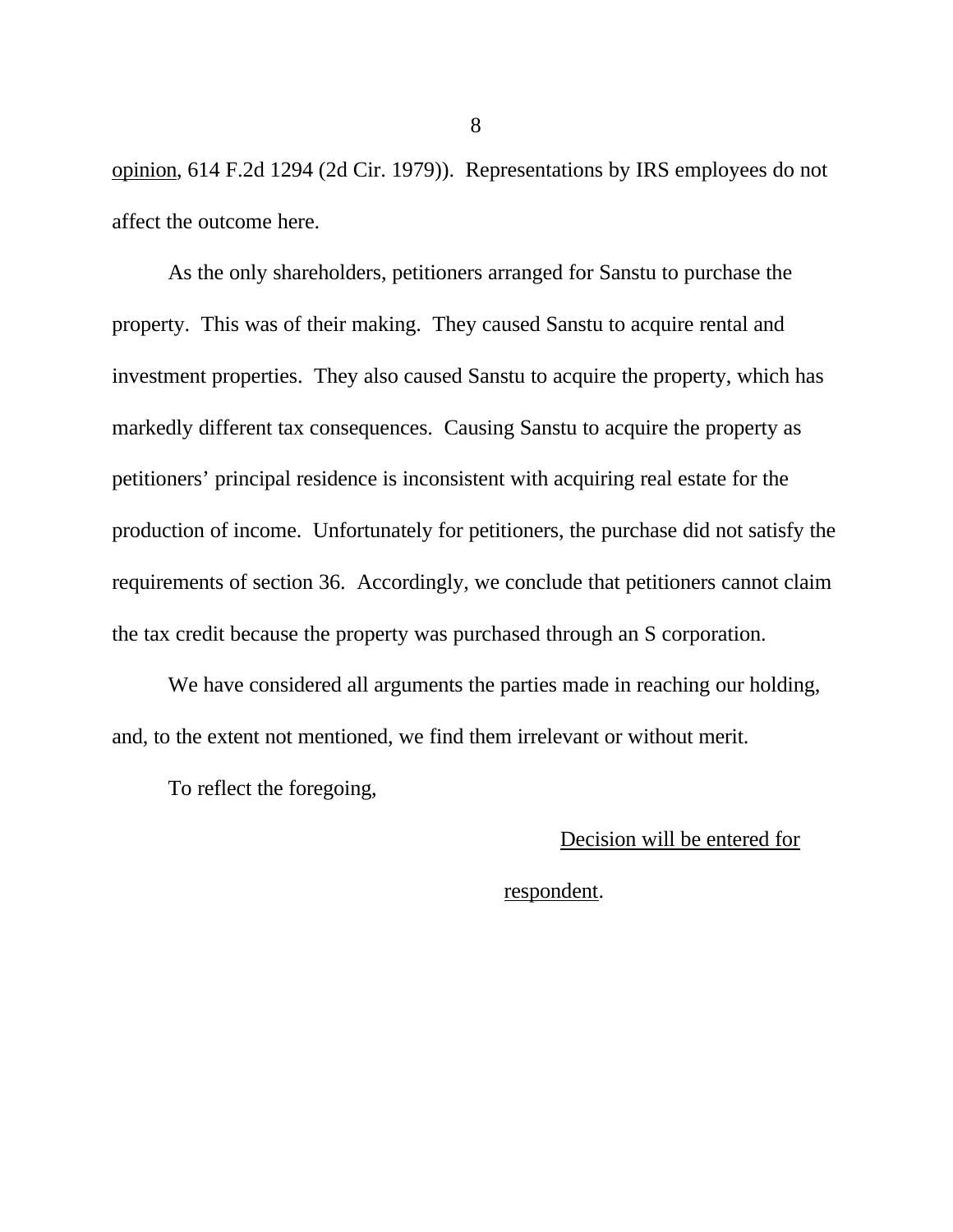opinion, 614 F.2d 1294 (2d Cir. 1979)). Representations by IRS employees do not affect the outcome here.

As the only shareholders, petitioners arranged for Sanstu to purchase the property. This was of their making. They caused Sanstu to acquire rental and investment properties. They also caused Sanstu to acquire the property, which has markedly different tax consequences. Causing Sanstu to acquire the property as petitioners' principal residence is inconsistent with acquiring real estate for the production of income. Unfortunately for petitioners, the purchase did not satisfy the requirements of section 36. Accordingly, we conclude that petitioners cannot claim the tax credit because the property was purchased through an S corporation.

We have considered all arguments the parties made in reaching our holding, and, to the extent not mentioned, we find them irrelevant or without merit.

To reflect the foregoing,

Decision will be entered for respondent.